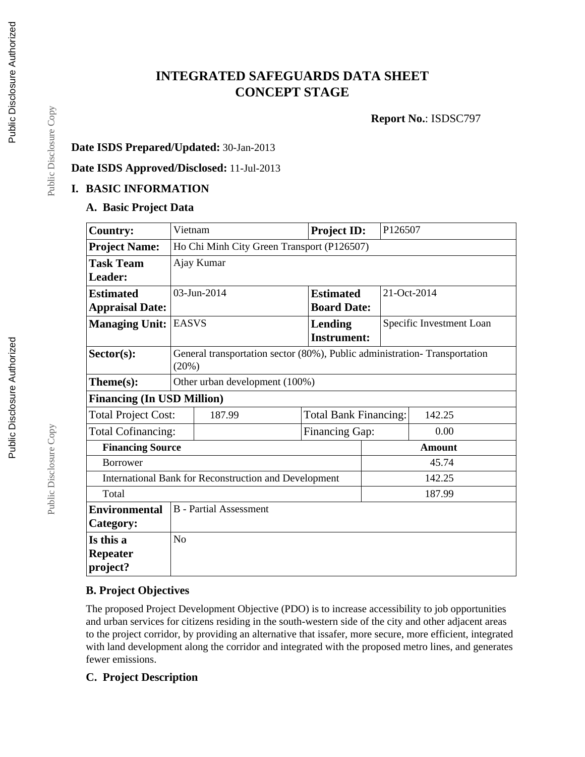# INTEGRATED SAFEGUARDS DATA SHEET
# CONCEPT STAGE

**Report No.**: ISDSC797

**Date ISDS Prepared/Updated:** 30-Jan-2013

**Date ISDS Approved/Disclosed:** 11-Jul-2013

## I. BASIC INFORMATION

### A. Basic Project Data

| | | | |
|---|---|---|---|
| **Country:** | Vietnam | **Project ID:** | P126507 |
| **Project Name:** | Ho Chi Minh City Green Transport (P126507) | | |
| **Task Team Leader:** | Ajay Kumar | | |
| **Estimated Appraisal Date:** | 03-Jun-2014 | **Estimated Board Date:** | 21-Oct-2014 |
| **Managing Unit:** | EASVS | **Lending Instrument:** | Specific Investment Loan |
| **Sector(s):** | General transportation sector (80%), Public administration- Transportation (20%) | | |
| **Theme(s):** | Other urban development (100%) | | |

**Financing (In USD Million)**

| | | | |
|---|---|---|---|
| Total Project Cost: | 187.99 | Total Bank Financing: | 142.25 |
| Total Cofinancing: | | Financing Gap: | 0.00 |

| **Financing Source** | **Amount** |
|---|---|
| Borrower | 45.74 |
| International Bank for Reconstruction and Development | 142.25 |
| Total | 187.99 |

| | |
|---|---|
| **Environmental Category:** | B - Partial Assessment |
| **Is this a Repeater project?** | No |

### B. Project Objectives

The proposed Project Development Objective (PDO) is to increase accessibility to job opportunities and urban services for citizens residing in the south-western side of the city and other adjacent areas to the project corridor, by providing an alternative that issafer, more secure, more efficient, integrated with land development along the corridor and integrated with the proposed metro lines, and generates fewer emissions.

### C. Project Description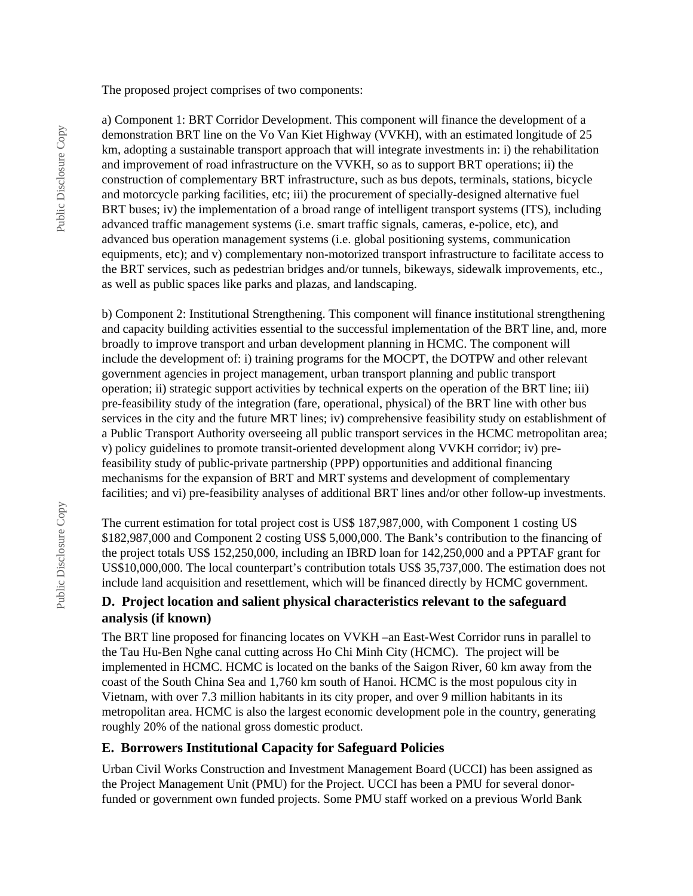The proposed project comprises of two components:

a) Component 1: BRT Corridor Development. This component will finance the development of a demonstration BRT line on the Vo Van Kiet Highway (VVKH), with an estimated longitude of 25 km, adopting a sustainable transport approach that will integrate investments in: i) the rehabilitation and improvement of road infrastructure on the VVKH, so as to support BRT operations; ii) the construction of complementary BRT infrastructure, such as bus depots, terminals, stations, bicycle and motorcycle parking facilities, etc; iii) the procurement of specially-designed alternative fuel BRT buses; iv) the implementation of a broad range of intelligent transport systems (ITS), including advanced traffic management systems (i.e. smart traffic signals, cameras, e-police, etc), and advanced bus operation management systems (i.e. global positioning systems, communication equipments, etc); and v) complementary non-motorized transport infrastructure to facilitate access to the BRT services, such as pedestrian bridges and/or tunnels, bikeways, sidewalk improvements, etc., as well as public spaces like parks and plazas, and landscaping.

b) Component 2: Institutional Strengthening. This component will finance institutional strengthening and capacity building activities essential to the successful implementation of the BRT line, and, more broadly to improve transport and urban development planning in HCMC. The component will include the development of: i) training programs for the MOCPT, the DOTPW and other relevant government agencies in project management, urban transport planning and public transport operation; ii) strategic support activities by technical experts on the operation of the BRT line; iii) pre-feasibility study of the integration (fare, operational, physical) of the BRT line with other bus services in the city and the future MRT lines; iv) comprehensive feasibility study on establishment of a Public Transport Authority overseeing all public transport services in the HCMC metropolitan area; v) policy guidelines to promote transit-oriented development along VVKH corridor; iv) pre-feasibility study of public-private partnership (PPP) opportunities and additional financing mechanisms for the expansion of BRT and MRT systems and development of complementary facilities; and vi) pre-feasibility analyses of additional BRT lines and/or other follow-up investments.

The current estimation for total project cost is US$ 187,987,000, with Component 1 costing US $182,987,000 and Component 2 costing US$ 5,000,000. The Bank's contribution to the financing of the project totals US$ 152,250,000, including an IBRD loan for 142,250,000 and a PPTAF grant for US$10,000,000. The local counterpart's contribution totals US$ 35,737,000. The estimation does not include land acquisition and resettlement, which will be financed directly by HCMC government.

### D. Project location and salient physical characteristics relevant to the safeguard analysis (if known)

The BRT line proposed for financing locates on VVKH –an East-West Corridor runs in parallel to the Tau Hu-Ben Nghe canal cutting across Ho Chi Minh City (HCMC). The project will be implemented in HCMC. HCMC is located on the banks of the Saigon River, 60 km away from the coast of the South China Sea and 1,760 km south of Hanoi. HCMC is the most populous city in Vietnam, with over 7.3 million habitants in its city proper, and over 9 million habitants in its metropolitan area. HCMC is also the largest economic development pole in the country, generating roughly 20% of the national gross domestic product.

### E. Borrowers Institutional Capacity for Safeguard Policies

Urban Civil Works Construction and Investment Management Board (UCCI) has been assigned as the Project Management Unit (PMU) for the Project. UCCI has been a PMU for several donor-funded or government own funded projects. Some PMU staff worked on a previous World Bank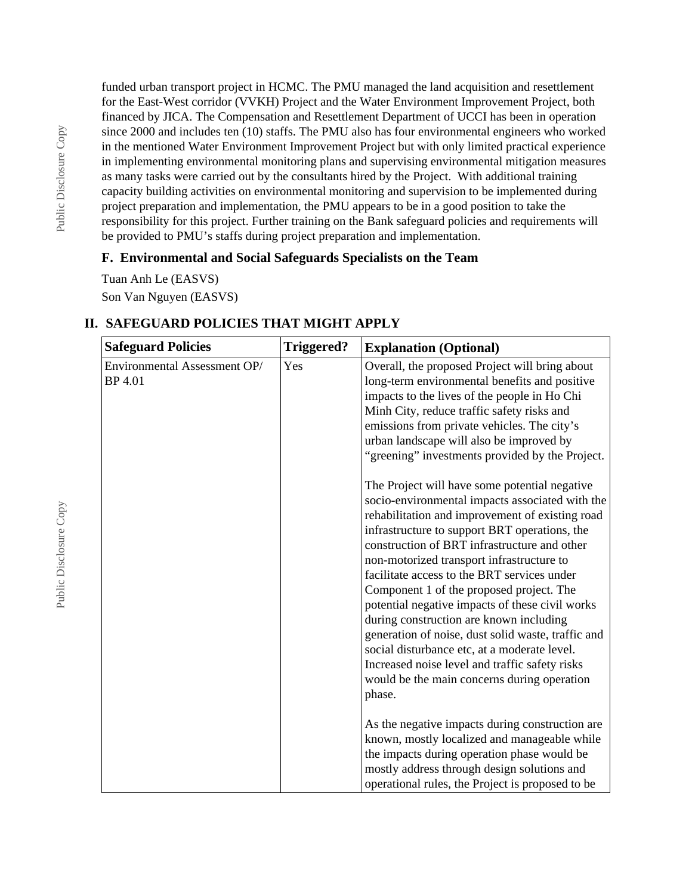funded urban transport project in HCMC. The PMU managed the land acquisition and resettlement for the East-West corridor (VVKH) Project and the Water Environment Improvement Project, both financed by JICA. The Compensation and Resettlement Department of UCCI has been in operation since 2000 and includes ten (10) staffs. The PMU also has four environmental engineers who worked in the mentioned Water Environment Improvement Project but with only limited practical experience in implementing environmental monitoring plans and supervising environmental mitigation measures as many tasks were carried out by the consultants hired by the Project. With additional training capacity building activities on environmental monitoring and supervision to be implemented during project preparation and implementation, the PMU appears to be in a good position to take the responsibility for this project. Further training on the Bank safeguard policies and requirements will be provided to PMU's staffs during project preparation and implementation.

### F. Environmental and Social Safeguards Specialists on the Team

Tuan Anh Le (EASVS)

Son Van Nguyen (EASVS)

## II. SAFEGUARD POLICIES THAT MIGHT APPLY

| Safeguard Policies | Triggered? | Explanation (Optional) |
|---|---|---|
| Environmental Assessment OP/ BP 4.01 | Yes | Overall, the proposed Project will bring about long-term environmental benefits and positive impacts to the lives of the people in Ho Chi Minh City, reduce traffic safety risks and emissions from private vehicles. The city's urban landscape will also be improved by "greening" investments provided by the Project.<br><br>The Project will have some potential negative socio-environmental impacts associated with the rehabilitation and improvement of existing road infrastructure to support BRT operations, the construction of BRT infrastructure and other non-motorized transport infrastructure to facilitate access to the BRT services under Component 1 of the proposed project. The potential negative impacts of these civil works during construction are known including generation of noise, dust solid waste, traffic and social disturbance etc, at a moderate level. Increased noise level and traffic safety risks would be the main concerns during operation phase.<br><br>As the negative impacts during construction are known, mostly localized and manageable while the impacts during operation phase would be mostly address through design solutions and operational rules, the Project is proposed to be |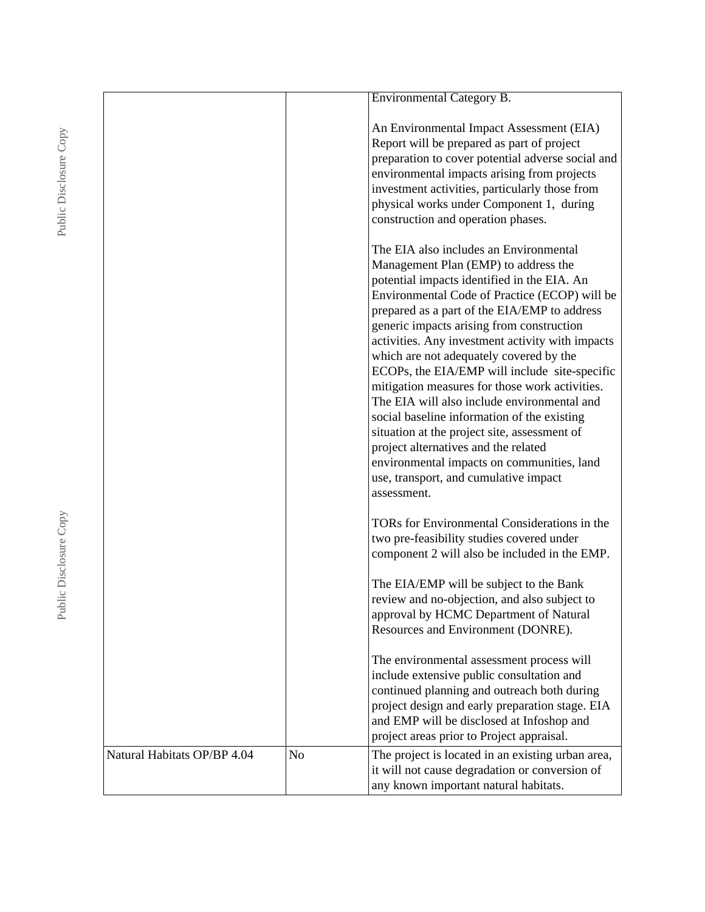| | | |
|---|---|---|
| | | Environmental Category B.<br><br>An Environmental Impact Assessment (EIA) Report will be prepared as part of project preparation to cover potential adverse social and environmental impacts arising from projects investment activities, particularly those from physical works under Component 1, during construction and operation phases.<br><br>The EIA also includes an Environmental Management Plan (EMP) to address the potential impacts identified in the EIA. An Environmental Code of Practice (ECOP) will be prepared as a part of the EIA/EMP to address generic impacts arising from construction activities. Any investment activity with impacts which are not adequately covered by the ECOPs, the EIA/EMP will include site-specific mitigation measures for those work activities. The EIA will also include environmental and social baseline information of the existing situation at the project site, assessment of project alternatives and the related environmental impacts on communities, land use, transport, and cumulative impact assessment.<br><br>TORs for Environmental Considerations in the two pre-feasibility studies covered under component 2 will also be included in the EMP.<br><br>The EIA/EMP will be subject to the Bank review and no-objection, and also subject to approval by HCMC Department of Natural Resources and Environment (DONRE).<br><br>The environmental assessment process will include extensive public consultation and continued planning and outreach both during project design and early preparation stage. EIA and EMP will be disclosed at Infoshop and project areas prior to Project appraisal. |
| Natural Habitats OP/BP 4.04 | No | The project is located in an existing urban area, it will not cause degradation or conversion of any known important natural habitats. |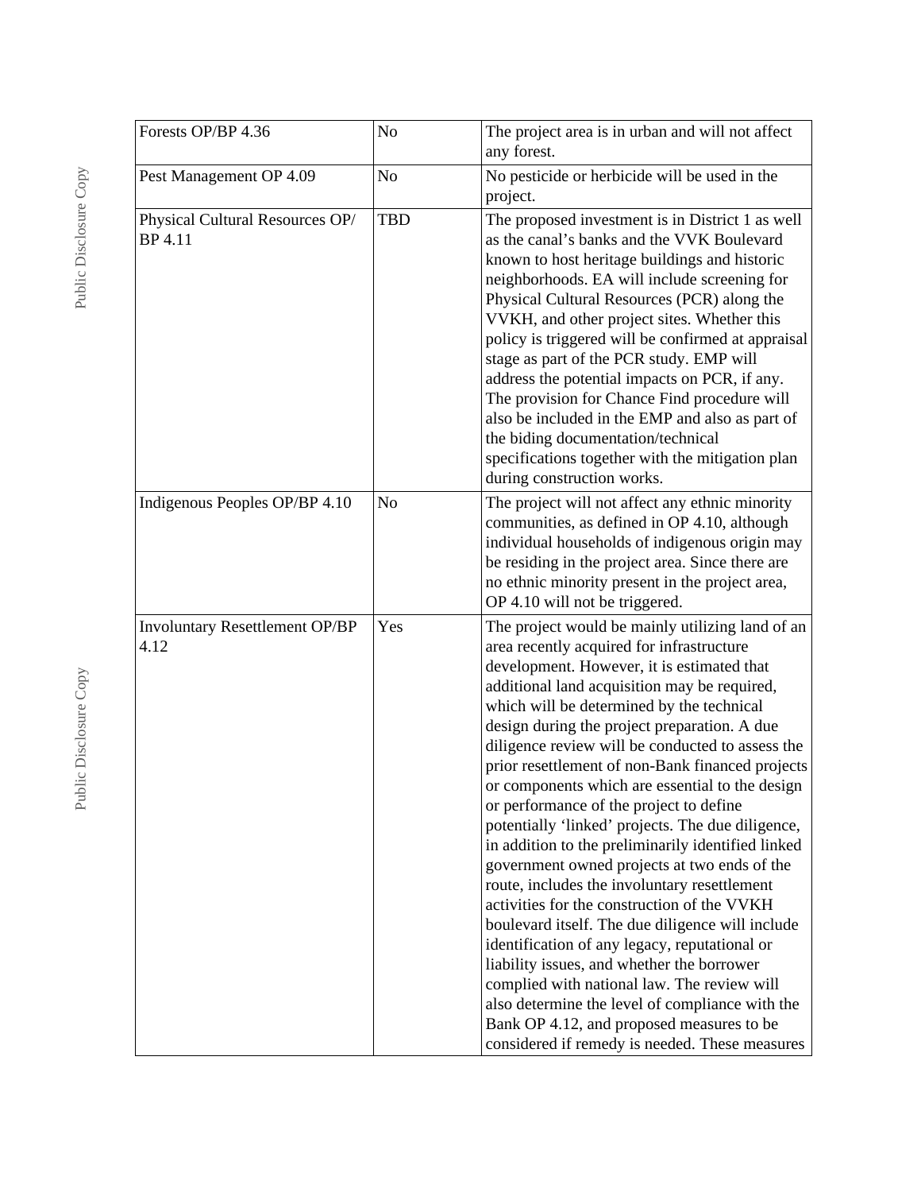| | | |
|---|---|---|
| Forests OP/BP 4.36 | No | The project area is in urban and will not affect any forest. |
| Pest Management OP 4.09 | No | No pesticide or herbicide will be used in the project. |
| Physical Cultural Resources OP/ BP 4.11 | TBD | The proposed investment is in District 1 as well as the canal's banks and the VVK Boulevard known to host heritage buildings and historic neighborhoods. EA will include screening for Physical Cultural Resources (PCR) along the VVKH, and other project sites. Whether this policy is triggered will be confirmed at appraisal stage as part of the PCR study. EMP will address the potential impacts on PCR, if any. The provision for Chance Find procedure will also be included in the EMP and also as part of the biding documentation/technical specifications together with the mitigation plan during construction works. |
| Indigenous Peoples OP/BP 4.10 | No | The project will not affect any ethnic minority communities, as defined in OP 4.10, although individual households of indigenous origin may be residing in the project area. Since there are no ethnic minority present in the project area, OP 4.10 will not be triggered. |
| Involuntary Resettlement OP/BP 4.12 | Yes | The project would be mainly utilizing land of an area recently acquired for infrastructure development. However, it is estimated that additional land acquisition may be required, which will be determined by the technical design during the project preparation. A due diligence review will be conducted to assess the prior resettlement of non-Bank financed projects or components which are essential to the design or performance of the project to define potentially 'linked' projects. The due diligence, in addition to the preliminarily identified linked government owned projects at two ends of the route, includes the involuntary resettlement activities for the construction of the VVKH boulevard itself. The due diligence will include identification of any legacy, reputational or liability issues, and whether the borrower complied with national law. The review will also determine the level of compliance with the Bank OP 4.12, and proposed measures to be considered if remedy is needed. These measures |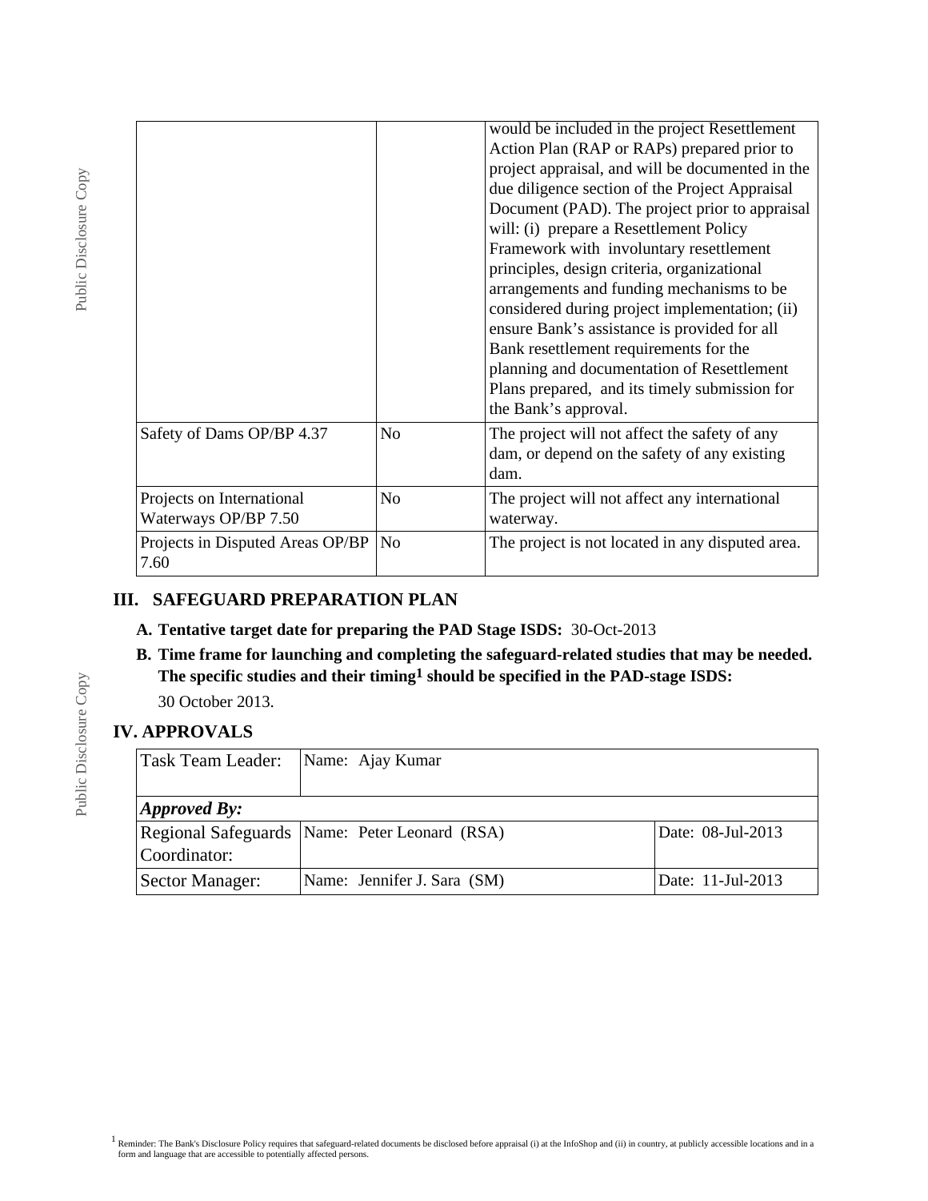| | | |
|---|---|---|
| | | would be included in the project Resettlement Action Plan (RAP or RAPs) prepared prior to project appraisal, and will be documented in the due diligence section of the Project Appraisal Document (PAD). The project prior to appraisal will: (i) prepare a Resettlement Policy Framework with involuntary resettlement principles, design criteria, organizational arrangements and funding mechanisms to be considered during project implementation; (ii) ensure Bank's assistance is provided for all Bank resettlement requirements for the planning and documentation of Resettlement Plans prepared, and its timely submission for the Bank's approval. |
| Safety of Dams OP/BP 4.37 | No | The project will not affect the safety of any dam, or depend on the safety of any existing dam. |
| Projects on International Waterways OP/BP 7.50 | No | The project will not affect any international waterway. |
| Projects in Disputed Areas OP/BP 7.60 | No | The project is not located in any disputed area. |

## III. SAFEGUARD PREPARATION PLAN

**A. Tentative target date for preparing the PAD Stage ISDS:** 30-Oct-2013

**B. Time frame for launching and completing the safeguard-related studies that may be needed. The specific studies and their timing[1] should be specified in the PAD-stage ISDS:**

30 October 2013.

## IV. APPROVALS

| | | |
|---|---|---|
| Task Team Leader: | Name: Ajay Kumar | |
| ***Approved By:*** | | |
| Regional Safeguards Coordinator: | Name: Peter Leonard (RSA) | Date: 08-Jul-2013 |
| Sector Manager: | Name: Jennifer J. Sara (SM) | Date: 11-Jul-2013 |

[1] Reminder: The Bank's Disclosure Policy requires that safeguard-related documents be disclosed before appraisal (i) at the InfoShop and (ii) in country, at publicly accessible locations and in a form and language that are accessible to potentially affected persons.